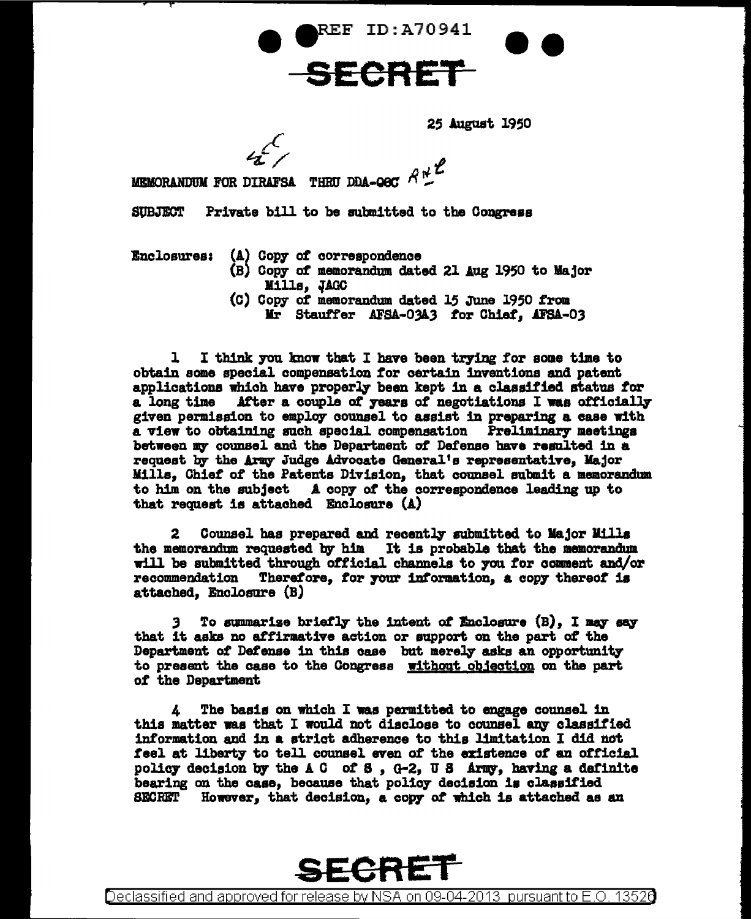REF ID:A70941

SECRET

25 August 1950

MEMORANDUM FOR DIRAFSA THRU DDA-OOC

SUBJECT Private bill to be submitted to the Congress

Enclosures: (A) Copy of correspondence
(B) Copy of memorandum dated 21 Aug 1950 to Major Mills, JAGC
(C) Copy of memorandum dated 15 June 1950 from Mr Stauffer AFSA-03A3 for Chief, AFSA-03

1 I think you know that I have been trying for some time to obtain some special compensation for certain inventions and patent applications which have properly been kept in a classified status for a long time After a couple of years of negotiations I was officially given permission to employ counsel to assist in preparing a case with a view to obtaining such special compensation Preliminary meetings between my counsel and the Department of Defense have resulted in a request by the Army Judge Advocate General's representative, Major Mills, Chief of the Patents Division, that counsel submit a memorandum to him on the subject A copy of the correspondence leading up to that request is attached Enclosure (A)

2 Counsel has prepared and recently submitted to Major Mills the memorandum requested by him It is probable that the memorandum will be submitted through official channels to you for comment and/or recommendation Therefore, for your information, a copy thereof is attached, Enclosure (B)

3 To summarize briefly the intent of Enclosure (B), I may say that it asks no affirmative action or support on the part of the Department of Defense in this case but merely asks an opportunity to present the case to the Congress <u>without objection</u> on the part of the Department

4 The basis on which I was permitted to engage counsel in this matter was that I would not disclose to counsel any classified information and in a strict adherence to this limitation I did not feel at liberty to tell counsel even of the existence of an official policy decision by the A C of S , G-2, U S Army, having a definite bearing on the case, because that policy decision is classified SECRET However, that decision, a copy of which is attached as an

SECRET

Declassified and approved for release by NSA on 09-04-2013 pursuant to E.O. 13526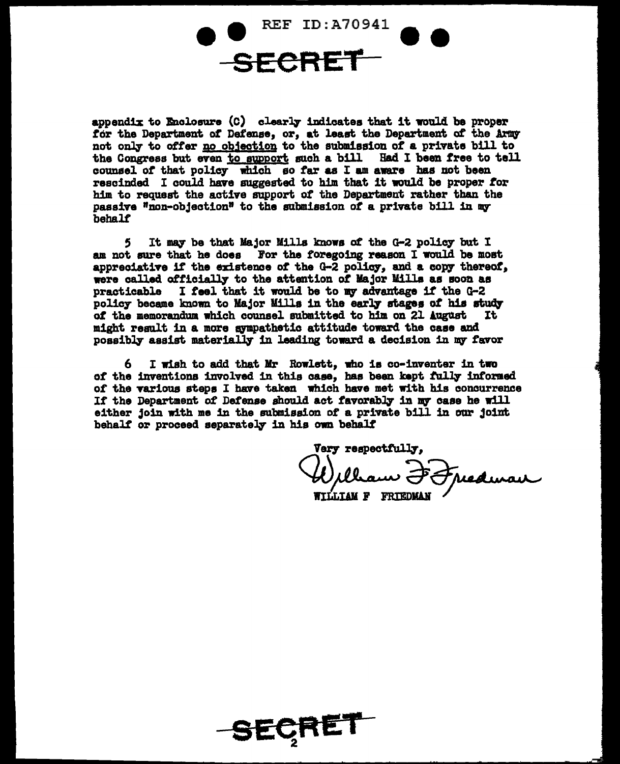appendix to Enclosure (C) clearly indicates that it would be proper for the Department of Defense, or, at least the Department of the Army not only to offer no objection to the submission of a private bill to the Congress but even to support such a bill Had I been free to tell counsel of that policy which so far as I am aware has not been rescinded I could have suggested to him that it would be proper for him to request the active support of the Department rather than the passive "non-objection" to the submission of a private bill in my behalf

5 It may be that Major Mills knows of the G-2 policy but I am not sure that he does For the foregoing reason I would be most appreciative if the existence of the G-2 policy, and a copy thereof, were called officially to the attention of Major Mills as soon as practicable I feel that it would be to my advantage if the G-2 policy became known to Major Mills in the early stages of his study of the memorandum which counsel submitted to him on 21 August It might result in a more sympathetic attitude toward the case and possibly assist materially in leading toward a decision in my favor

6 I wish to add that Mr Rowlett, who is co-inventer in two of the inventions involved in this case, has been kept fully informed of the various steps I have taken which have met with his concurrence If the Department of Defense should act favorably in my case he will either join with me in the submission of a private bill in our joint behalf or proceed separately in his own behalf

Very respectfully,

William F Friedman

WILLIAM F FRIEDMAN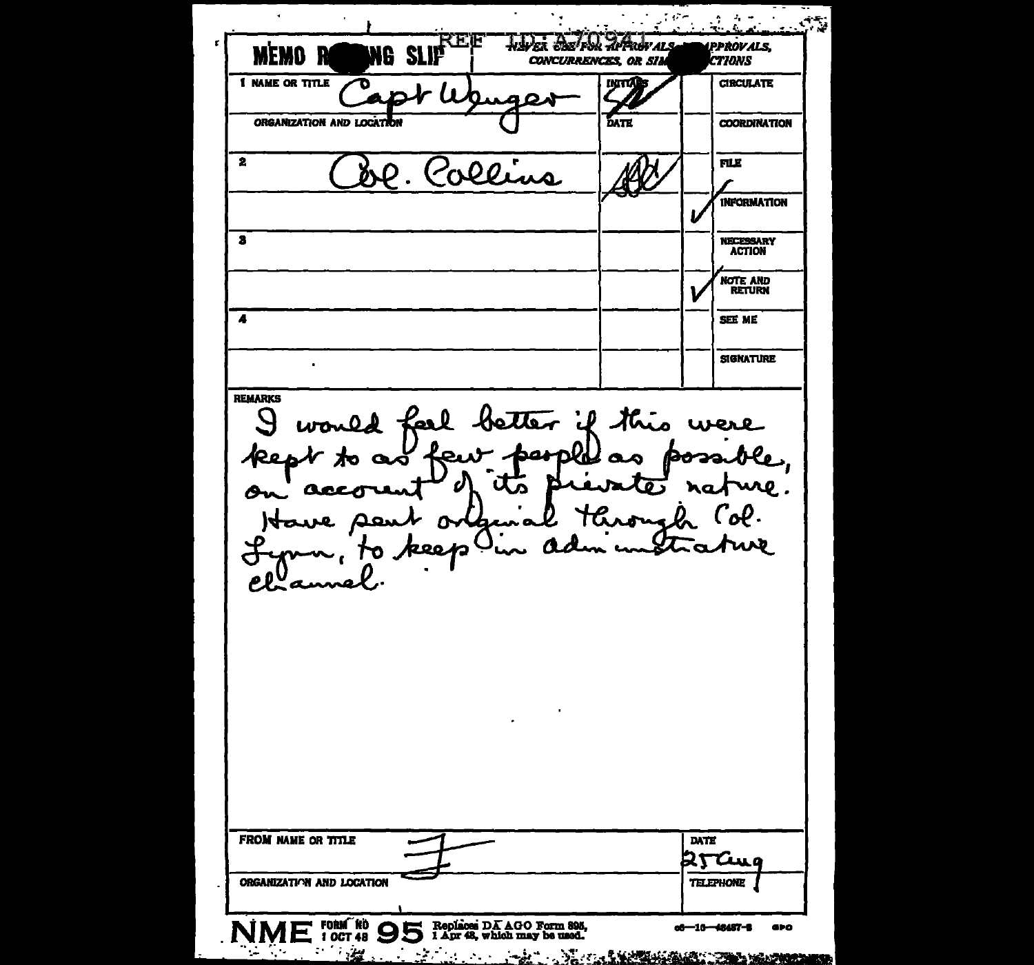REF ID:A70941

**MEMO ROUTING SLIP** — NEVER USE FOR APPROVALS, DISAPPROVALS, CONCURRENCES, OR SIMILAR ACTIONS

| | NAME OR TITLE | INITIALS | | |
|---|---|---|---|---|
| 1 | Capt Wenger | [initials] | | CIRCULATE |
| | ORGANIZATION AND LOCATION | DATE | | COORDINATION |
| 2 | Col. Collins | [initials] | | FILE |
| | | | ✓ | INFORMATION |
| 3 | | | | NECESSARY ACTION |
| | | | ✓ | NOTE AND RETURN |
| 4 | | | | SEE ME |
| | | | | SIGNATURE |

**REMARKS**

I would feel better if this were kept to as few people as possible, on account of its private nature. Have sent original through Col. Lynn, to keep in administrative channel.

| FROM NAME OR TITLE | DATE |
|---|---|
| F | 25 Aug |
| ORGANIZATION AND LOCATION | TELEPHONE |

NME FORM NO 95 1 OCT 48 — Replaces DA AGO Form 895, 1 Apr 48, which may be used.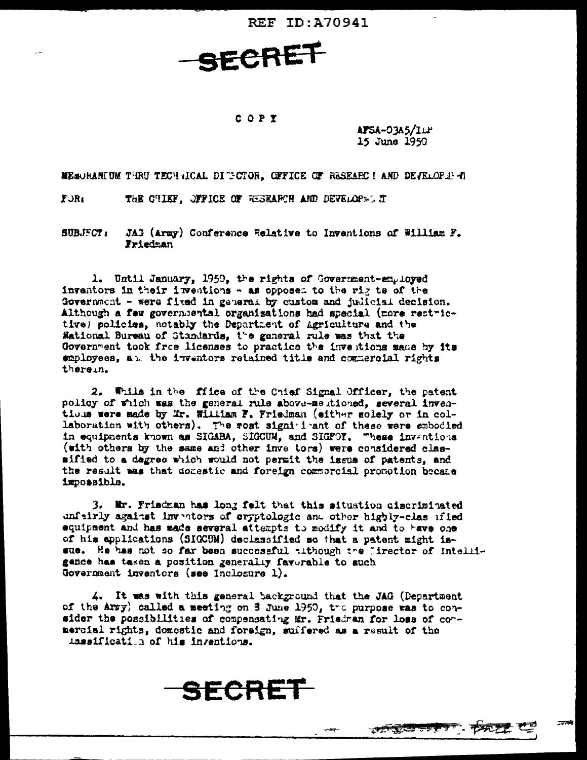SECRET

COPY

AFSA-03A5/ILP
15 June 1950

MEMORANDUM THRU TECHNICAL DIRECTOR, OFFICE OF RESEARCH AND DEVELOPMENT

FOR: THE CHIEF, OFFICE OF RESEARCH AND DEVELOPMENT

SUBJECT: JAG (Army) Conference Relative to Inventions of William F. Friedman

1. Until January, 1950, the rights of Government-employed inventors in their inventions - as opposed to the rights of the Government - were fixed in general by custom and judicial decision. Although a few governmental organizations had special (more restrictive) policies, notably the Department of Agriculture and the National Bureau of Standards, the general rule was that the Government took free licenses to practice the inventions made by its employees, and the inventors retained title and commercial rights therein.

2. While in the Office of the Chief Signal Officer, the patent policy of which was the general rule above-mentioned, several inventions were made by Mr. William F. Friedman (either solely or in collaboration with others). The most significant of these were embodied in equipments known as SIGABA, SIGCUM, and SIGPOY. These inventions (with others by the same and other inventors) were considered classified to a degree which would not permit the issue of patents, and the result was that domestic and foreign commercial promotion became impossible.

3. Mr. Friedman has long felt that this situation discriminated unfairly against inventors of cryptologic and other highly-classified equipment and has made several attempts to modify it and to have one of his applications (SIGCUM) declassified so that a patent might issue. He has not so far been successful although the Director of Intelligence has taken a position generally favorable to such Government inventors (see Inclosure 1).

4. It was with this general background that the JAG (Department of the Army) called a meeting on 8 June 1950, the purpose was to consider the possibilities of compensating Mr. Friedman for loss of commercial rights, domestic and foreign, suffered as a result of the classification of his inventions.

SECRET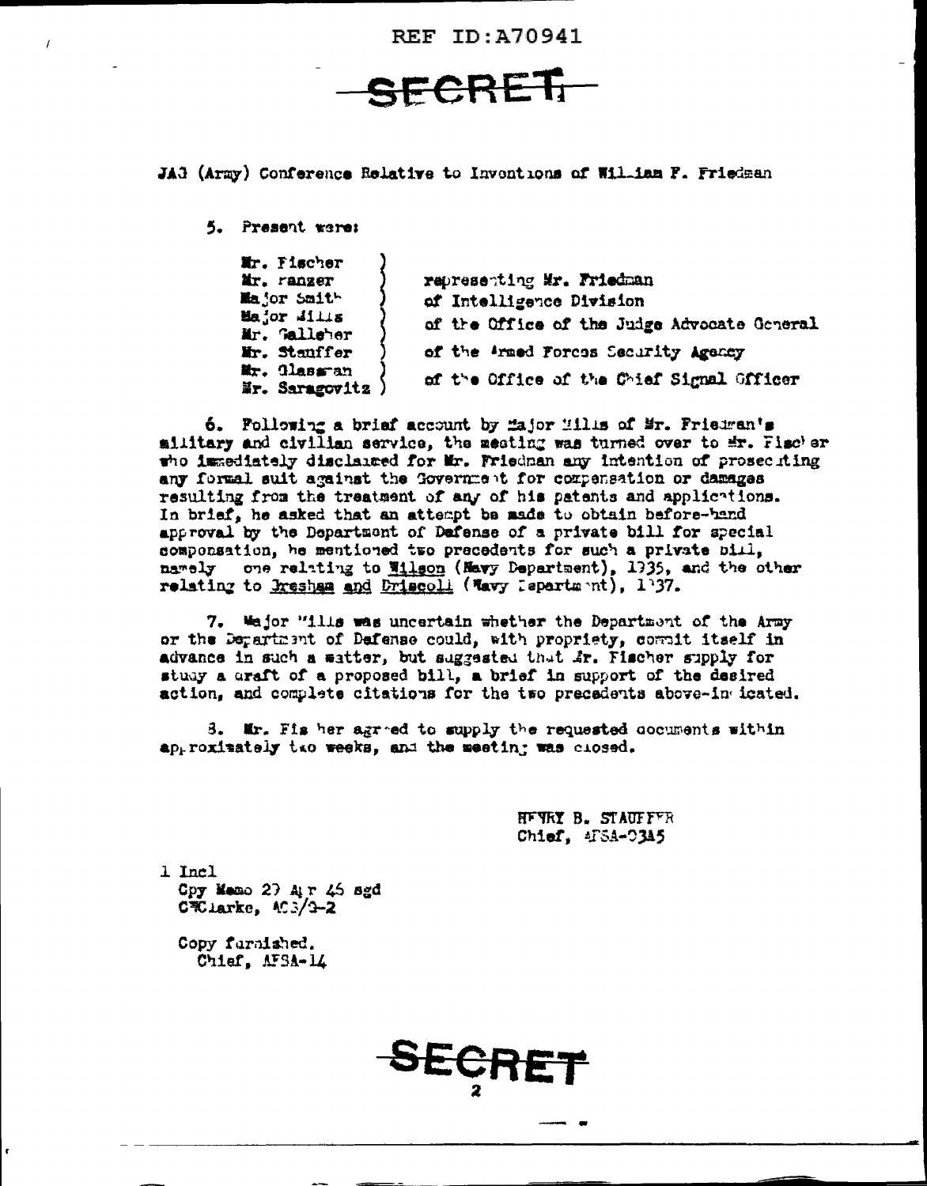REF ID:A70941

SECRET

JAG (Army) Conference Relative to Inventions of William F. Friedman

5. Present were:

| | |
|---|---|
| Mr. Fischer<br>Mr. Ranzer | representing Mr. Friedman |
| Major Smith | of Intelligence Division |
| Major Willis<br>Mr. Galleher | of the Office of the Judge Advocate General |
| Mr. Stauffer | of the Armed Forces Security Agency |
| Mr. Glassman<br>Mr. Saragovitz | of the Office of the Chief Signal Officer |

6. Following a brief account by Major Willis of Mr. Friedman's military and civilian service, the meeting was turned over to Mr. Fischer who immediately disclaimed for Mr. Friedman any intention of prosecuting any formal suit against the Government for compensation or damages resulting from the treatment of any of his patents and applications. In brief, he asked that an attempt be made to obtain before-hand approval by the Department of Defense of a private bill for special compensation, he mentioned two precedents for such a private bill, namely one relating to Wilson (Navy Department), 1935, and the other relating to Gresham and Driscoll (Navy Department), 1937.

7. Major Willis was uncertain whether the Department of the Army or the Department of Defense could, with propriety, commit itself in advance in such a matter, but suggested that Mr. Fischer supply for study a draft of a proposed bill, a brief in support of the desired action, and complete citations for the two precedents above-indicated.

8. Mr. Fischer agreed to supply the requested documents within approximately two weeks, and the meeting was closed.

HENRY B. STAUFFER
Chief, AFSA-03A5

1 Incl
Cpy Memo 29 Apr 46 sgd
C W Clarke, ACS/G-2

Copy furnished.
Chief, AFSA-14

SECRET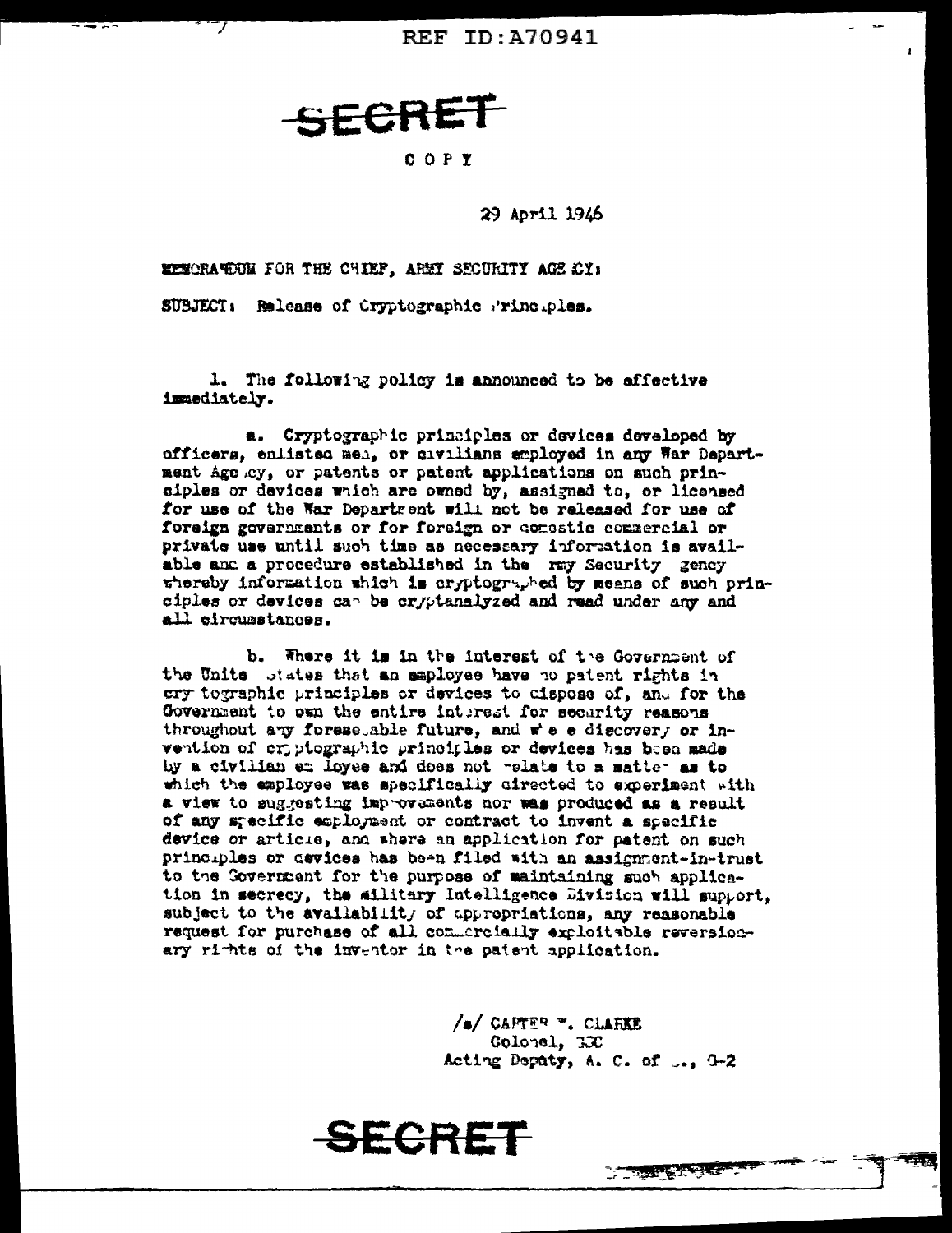REF ID:A70941

# SECRET

COPY

29 April 1946

MEMORANDUM FOR THE CHIEF, ARMY SECURITY AGENCY:

SUBJECT: Release of Cryptographic Principles.

1. The following policy is announced to be effective immediately.

a. Cryptographic principles or devices developed by officers, enlisted men, or civilians employed in any War Department Agency, or patents or patent applications on such principles or devices which are owned by, assigned to, or licensed for use of the War Department will not be released for use of foreign governments or for foreign or domestic commercial or private use until such time as necessary information is available and a procedure established in the Army Security Agency whereby information which is cryptographed by means of such principles or devices can be cryptanalyzed and read under any and all circumstances.

b. Where it is in the interest of the Government of the United States that an employee have no patent rights in cryptographic principles or devices to dispose of, and for the Government to own the entire interest for security reasons throughout any foreseeable future, and where discovery or invention of cryptographic principles or devices has been made by a civilian employee and does not relate to a matter as to which the employee was specifically directed to experiment with a view to suggesting improvements nor was produced as a result of any specific employment or contract to invent a specific device or article, and where an application for patent on such principles or devices has been filed with an assignment-in-trust to the Government for the purpose of maintaining such application in secrecy, the Military Intelligence Division will support, subject to the availability of appropriations, any reasonable request for purchase of all commercially exploitable reversionary rights of the inventor in the patent application.

/s/ CARTER W. CLARKE
Colonel, GSC
Acting Deputy, A. C. of S., G-2

# SECRET